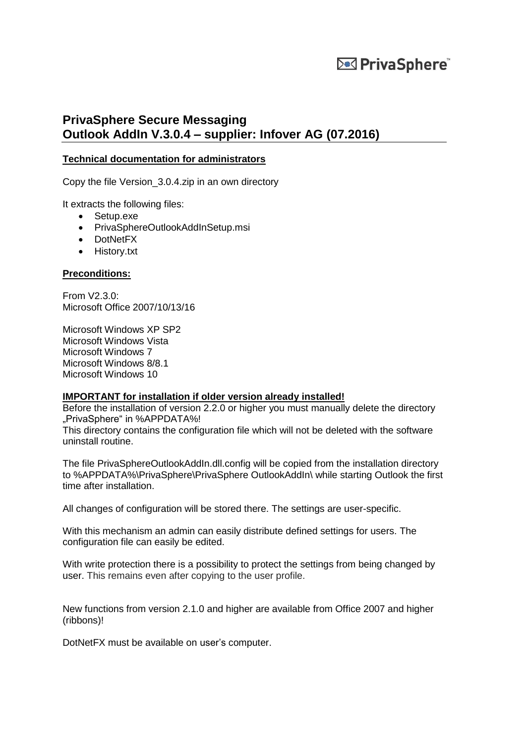PrivaSphere™

# PrivaSphere Secure Messaging
# Outlook AddIn V.3.0.4 – supplier: Infover AG (07.2016)

**Technical documentation for administrators**

Copy the file Version_3.0.4.zip in an own directory

It extracts the following files:

- Setup.exe
- PrivaSphereOutlookAddInSetup.msi
- DotNetFX
- History.txt

**Preconditions:**

From V2.3.0:
Microsoft Office 2007/10/13/16

Microsoft Windows XP SP2
Microsoft Windows Vista
Microsoft Windows 7
Microsoft Windows 8/8.1
Microsoft Windows 10

**IMPORTANT for installation if older version already installed!**

Before the installation of version 2.2.0 or higher you must manually delete the directory „PrivaSphere" in %APPDATA%!
This directory contains the configuration file which will not be deleted with the software uninstall routine.

The file PrivaSphereOutlookAddIn.dll.config will be copied from the installation directory to %APPDATA%\PrivaSphere\PrivaSphere OutlookAddIn\ while starting Outlook the first time after installation.

All changes of configuration will be stored there. The settings are user-specific.

With this mechanism an admin can easily distribute defined settings for users. The configuration file can easily be edited.

With write protection there is a possibility to protect the settings from being changed by user. This remains even after copying to the user profile.

New functions from version 2.1.0 and higher are available from Office 2007 and higher (ribbons)!

DotNetFX must be available on user's computer.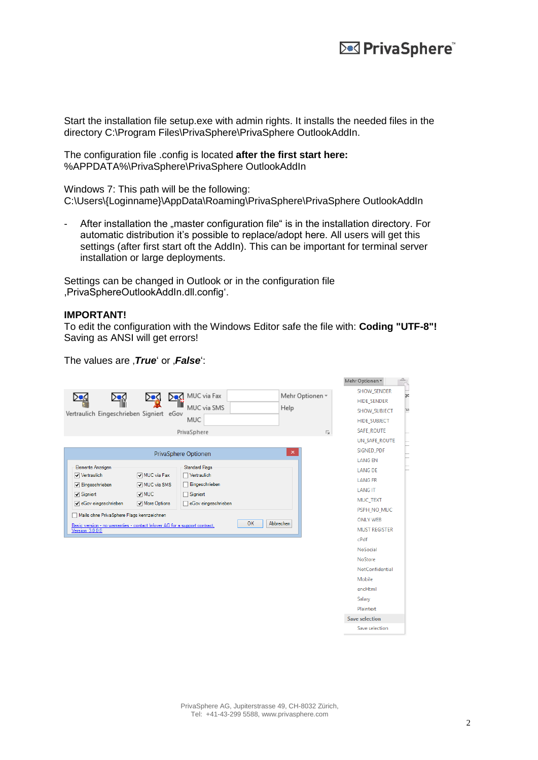Start the installation file setup.exe with admin rights. It installs the needed files in the directory C:\Program Files\PrivaSphere\PrivaSphere OutlookAddIn.

The configuration file .config is located **after the first start here:** %APPDATA%\PrivaSphere\PrivaSphere OutlookAddIn

Windows 7: This path will be the following:
C:\Users\{Loginname}\AppData\Roaming\PrivaSphere\PrivaSphere OutlookAddIn

- After installation the „master configuration file“ is in the installation directory. For automatic distribution it's possible to replace/adopt here. All users will get this settings (after first start oft the AddIn). This can be important for terminal server installation or large deployments.

Settings can be changed in Outlook or in the configuration file ‚PrivaSphereOutlookAddIn.dll.config‘.

**IMPORTANT!**
To edit the configuration with the Windows Editor safe the file with: **Coding "UTF-8"!** Saving as ANSI will get errors!

The values are ‚***True***‘ or ‚***False***‘:

Vertraulich Eingeschrieben Signiert eGov | MUC via Fax | MUC via SMS | MUC | Mehr Optionen | Help | PrivaSphere

PrivaSphere Optionen

Elemente Anzeigen
- [x] Vertraulich
- [x] Eingeschrieben
- [x] Signiert
- [x] eGov eingeschrieben
- [x] MUC via Fax
- [x] MUC via SMS
- [x] MUC
- [x] More Options

Standard Flags
- [ ] Vertraulich
- [ ] Eingeschrieben
- [ ] Signiert
- [ ] eGov eingeschrieben

- [ ] Mails ohne PrivaSphere Flags kennzeichnen

Basic version - no warrenties - contact Infover AG for a support contract.
Version 3.0.0.0

OK | Abbrechen

Mehr Optionen
- SHOW_SENDER
- HIDE_SENDER
- SHOW_SUBJECT
- HIDE_SUBJECT
- SAFE_ROUTE
- UN_SAFE_ROUTE
- SIGNED_PDF
- LANG EN
- LANG DE
- LANG FR
- LANG IT
- MUC_TEXT
- PSPH_NO_MUC
- ONLY WEB
- MUST REGISTER
- cPdf
- NoSocial
- NoStore
- NotConfidential
- Mobile
- encHtml
- Salary
- Plaintext

Save selection
- Save selection

PrivaSphere AG, Jupiterstrasse 49, CH-8032 Zürich,
Tel: +41-43-299 5588, www.privasphere.com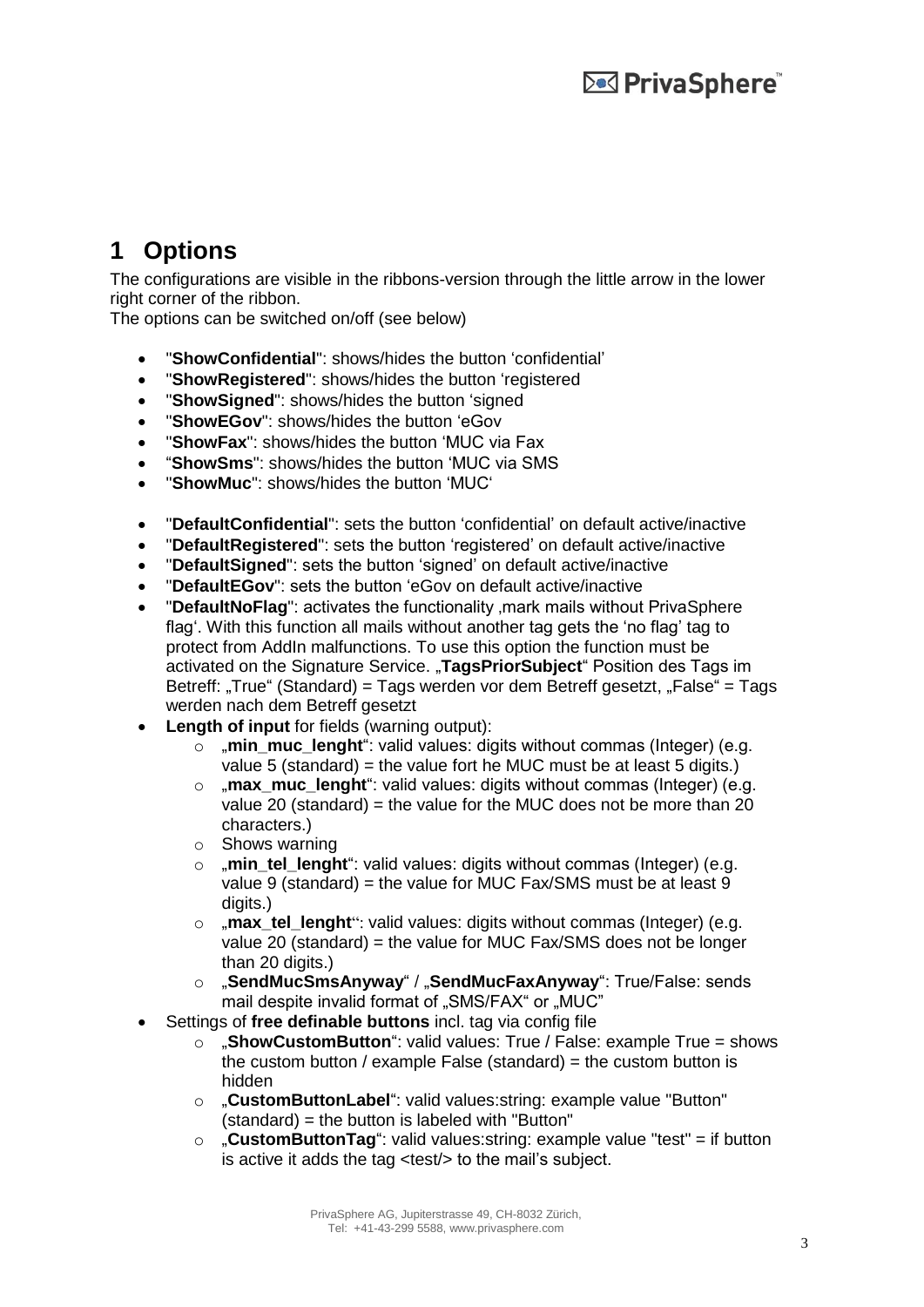# 1 Options

The configurations are visible in the ribbons-version through the little arrow in the lower right corner of the ribbon.
The options can be switched on/off (see below)

- "**ShowConfidential**": shows/hides the button 'confidential'
- "**ShowRegistered**": shows/hides the button 'registered
- "**ShowSigned**": shows/hides the button 'signed
- "**ShowEGov**": shows/hides the button 'eGov
- "**ShowFax**": shows/hides the button 'MUC via Fax
- "**ShowSms**": shows/hides the button 'MUC via SMS
- "**ShowMuc**": shows/hides the button 'MUC'

- "**DefaultConfidential**": sets the button 'confidential' on default active/inactive
- "**DefaultRegistered**": sets the button 'registered' on default active/inactive
- "**DefaultSigned**": sets the button 'signed' on default active/inactive
- "**DefaultEGov**": sets the button 'eGov on default active/inactive
- "**DefaultNoFlag**": activates the functionality ‚mark mails without PrivaSphere flag'. With this function all mails without another tag gets the 'no flag' tag to protect from AddIn malfunctions. To use this option the function must be activated on the Signature Service. „**TagsPriorSubject**" Position des Tags im Betreff: „True" (Standard) = Tags werden vor dem Betreff gesetzt, „False" = Tags werden nach dem Betreff gesetzt
- **Length of input** for fields (warning output):
  - „**min_muc_lenght**": valid values: digits without commas (Integer) (e.g. value 5 (standard) = the value fort he MUC must be at least 5 digits.)
  - „**max_muc_lenght**": valid values: digits without commas (Integer) (e.g. value 20 (standard) = the value for the MUC does not be more than 20 characters.)
  - Shows warning
  - „**min_tel_lenght**": valid values: digits without commas (Integer) (e.g. value 9 (standard) = the value for MUC Fax/SMS must be at least 9 digits.)
  - „**max_tel_lenght**": valid values: digits without commas (Integer) (e.g. value 20 (standard) = the value for MUC Fax/SMS does not be longer than 20 digits.)
  - „**SendMucSmsAnyway**" / „**SendMucFaxAnyway**": True/False: sends mail despite invalid format of „SMS/FAX" or „MUC"
- Settings of **free definable buttons** incl. tag via config file
  - „**ShowCustomButton**": valid values: True / False: example True = shows the custom button / example False (standard) = the custom button is hidden
  - „**CustomButtonLabel**": valid values:string: example value "Button" (standard) = the button is labeled with "Button"
  - „**CustomButtonTag**": valid values:string: example value "test" = if button is active it adds the tag <test/> to the mail's subject.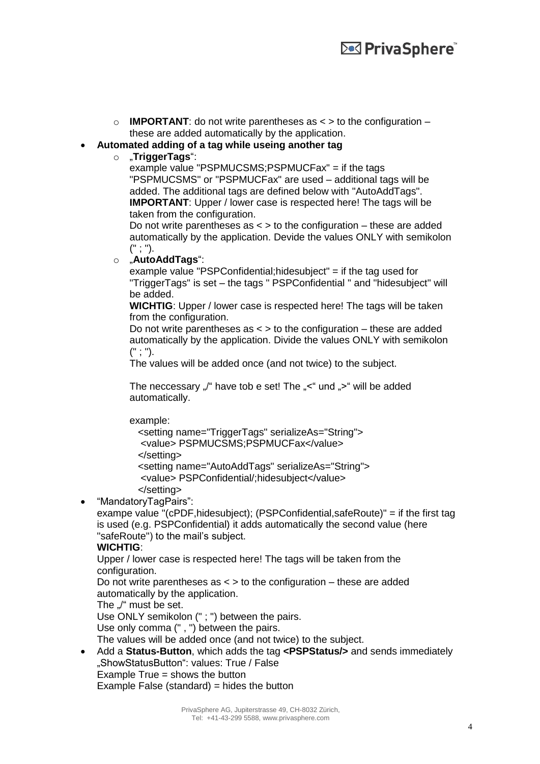- **IMPORTANT**: do not write parentheses as < > to the configuration – these are added automatically by the application.

- **Automated adding of a tag while useing another tag**
  - „**TriggerTags**“:
    example value "PSPMUCSMS;PSPMUCFax" = if the tags "PSPMUCSMS" or "PSPMUCFax" are used – additional tags will be added. The additional tags are defined below with "AutoAddTags".
    **IMPORTANT**: Upper / lower case is respected here! The tags will be taken from the configuration.
    Do not write parentheses as < > to the configuration – these are added automatically by the application. Devide the values ONLY with semikolon (" ; ").
  - „**AutoAddTags**“:
    example value "PSPConfidential;hidesubject" = if the tag used for "TriggerTags" is set – the tags " PSPConfidential " and "hidesubject" will be added.
    **WICHTIG**: Upper / lower case is respected here! The tags will be taken from the configuration.
    Do not write parentheses as < > to the configuration – these are added automatically by the application. Divide the values ONLY with semikolon (" ; ").
    The values will be added once (and not twice) to the subject.

    The neccessary „/“ have tob e set! The „<“ und „>“ will be added automatically.

    example:

    ```
    <setting name="TriggerTags" serializeAs="String">
     <value> PSPMUCSMS;PSPMUCFax</value>
    </setting>
    <setting name="AutoAddTags" serializeAs="String">
     <value> PSPConfidential/;hidesubject</value>
    </setting>
    ```

- “MandatoryTagPairs”:
  exampe value "(cPDF,hidesubject); (PSPConfidential,safeRoute)" = if the first tag is used (e.g. PSPConfidential) it adds automatically the second value (here "safeRoute") to the mail’s subject.
  **WICHTIG**:
  Upper / lower case is respected here! The tags will be taken from the configuration.
  Do not write parentheses as < > to the configuration – these are added automatically by the application.
  The „/“ must be set.
  Use ONLY semikolon (" ; ") between the pairs.
  Use only comma (" , ") between the pairs.
  The values will be added once (and not twice) to the subject.

- Add a **Status-Button**, which adds the tag **<PSPStatus/>** and sends immediately „ShowStatusButton“: values: True / False
  Example True = shows the button
  Example False (standard) = hides the button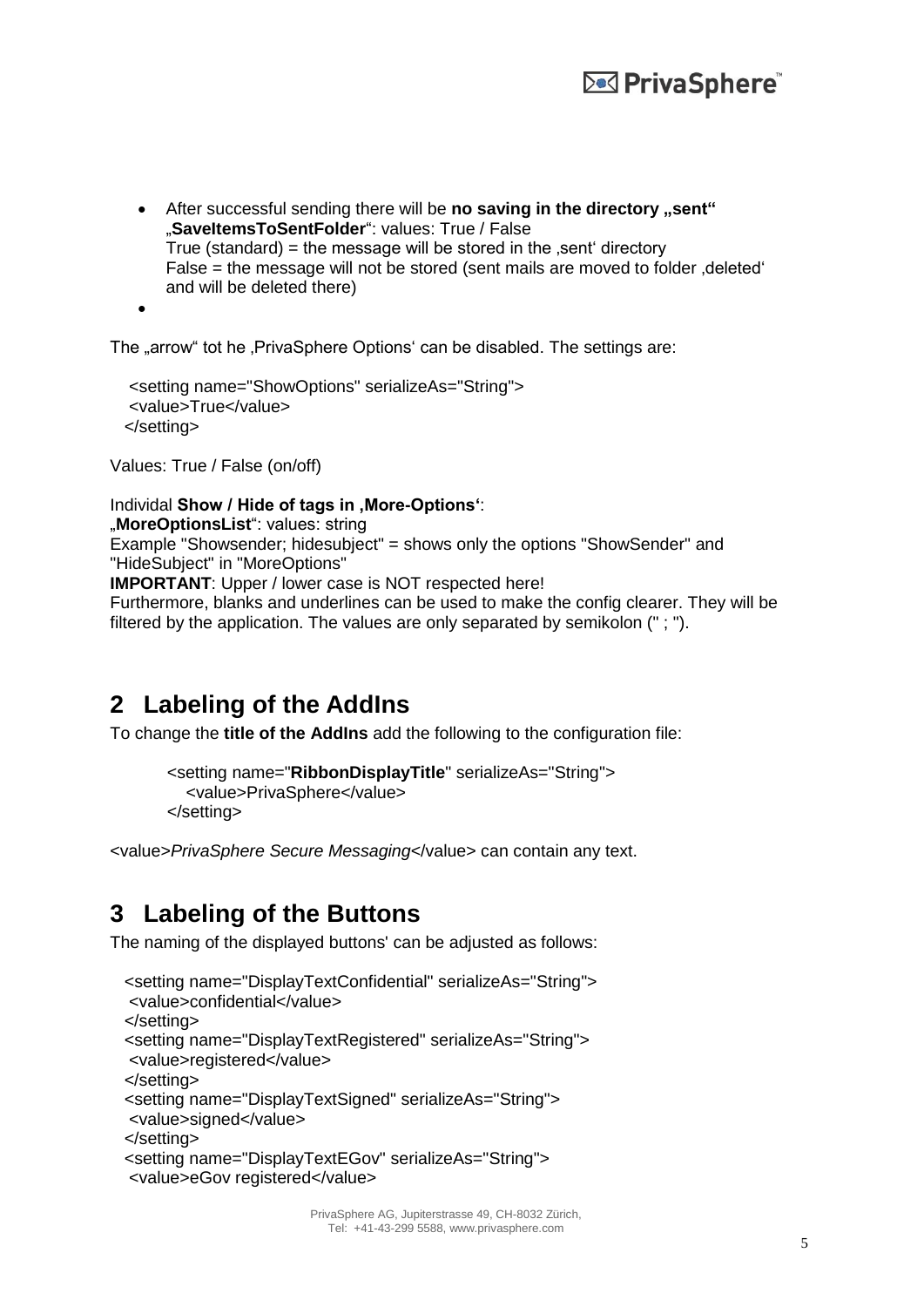- After successful sending there will be **no saving in the directory „sent“** „**SaveItemsToSentFolder**“: values: True / False
  True (standard) = the message will be stored in the ‚sent‘ directory
  False = the message will not be stored (sent mails are moved to folder ‚deleted‘ and will be deleted there)
- 

The „arrow“ tot he ‚PrivaSphere Options' can be disabled. The settings are:

```
<setting name="ShowOptions" serializeAs="String">
<value>True</value>
</setting>
```

Values: True / False (on/off)

Individal **Show / Hide of tags in ‚More-Options‘**:
„**MoreOptionsList**“: values: string
Example "Showsender; hidesubject" = shows only the options "ShowSender" and "HideSubject" in "MoreOptions"
**IMPORTANT**: Upper / lower case is NOT respected here!
Furthermore, blanks and underlines can be used to make the config clearer. They will be filtered by the application. The values are only separated by semikolon (" ; ").

## 2 Labeling of the AddIns

To change the **title of the AddIns** add the following to the configuration file:

```
<setting name="RibbonDisplayTitle" serializeAs="String">
   <value>PrivaSphere</value>
</setting>
```

<value>*PrivaSphere Secure Messaging*</value> can contain any text.

## 3 Labeling of the Buttons

The naming of the displayed buttons' can be adjusted as follows:

```
<setting name="DisplayTextConfidential" serializeAs="String">
 <value>confidential</value>
</setting>
<setting name="DisplayTextRegistered" serializeAs="String">
 <value>registered</value>
</setting>
<setting name="DisplayTextSigned" serializeAs="String">
 <value>signed</value>
</setting>
<setting name="DisplayTextEGov" serializeAs="String">
 <value>eGov registered</value>
```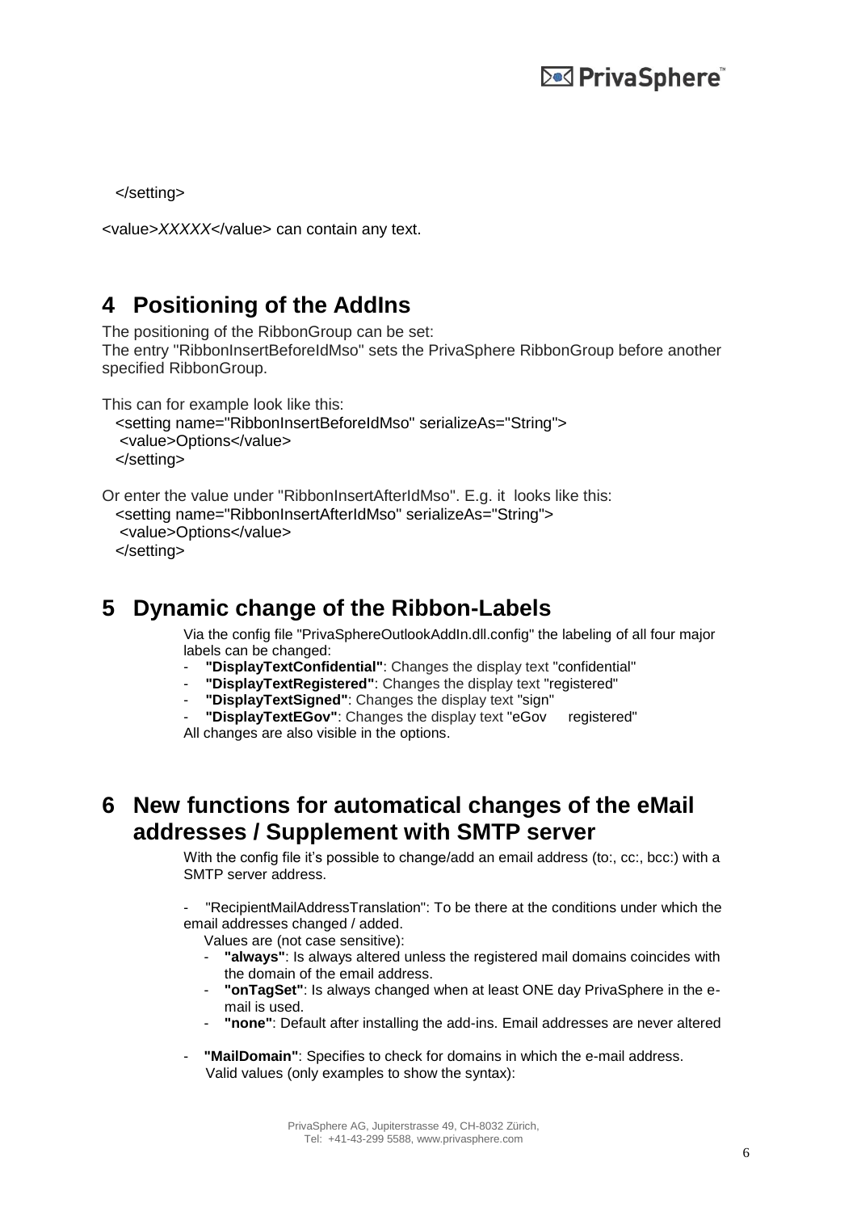```
  </setting>
```

<value>*XXXXX*</value> can contain any text.

# 4 Positioning of the AddIns

The positioning of the RibbonGroup can be set:
The entry "RibbonInsertBeforeIdMso" sets the PrivaSphere RibbonGroup before another specified RibbonGroup.

This can for example look like this:

```
  <setting name="RibbonInsertBeforeIdMso" serializeAs="String">
   <value>Options</value>
  </setting>
```

Or enter the value under "RibbonInsertAfterIdMso". E.g. it looks like this:

```
  <setting name="RibbonInsertAfterIdMso" serializeAs="String">
   <value>Options</value>
  </setting>
```

# 5 Dynamic change of the Ribbon-Labels

Via the config file "PrivaSphereOutlookAddIn.dll.config" the labeling of all four major labels can be changed:

- **"DisplayTextConfidential"**: Changes the display text "confidential"
- **"DisplayTextRegistered"**: Changes the display text "registered"
- **"DisplayTextSigned"**: Changes the display text "sign"
- **"DisplayTextEGov"**: Changes the display text "eGov registered"

All changes are also visible in the options.

# 6 New functions for automatical changes of the eMail addresses / Supplement with SMTP server

With the config file it's possible to change/add an email address (to:, cc:, bcc:) with a SMTP server address.

- "RecipientMailAddressTranslation": To be there at the conditions under which the email addresses changed / added.
  Values are (not case sensitive):
  - **"always"**: Is always altered unless the registered mail domains coincides with the domain of the email address.
  - **"onTagSet"**: Is always changed when at least ONE day PrivaSphere in the e-mail is used.
  - **"none"**: Default after installing the add-ins. Email addresses are never altered
- **"MailDomain"**: Specifies to check for domains in which the e-mail address.
  Valid values (only examples to show the syntax):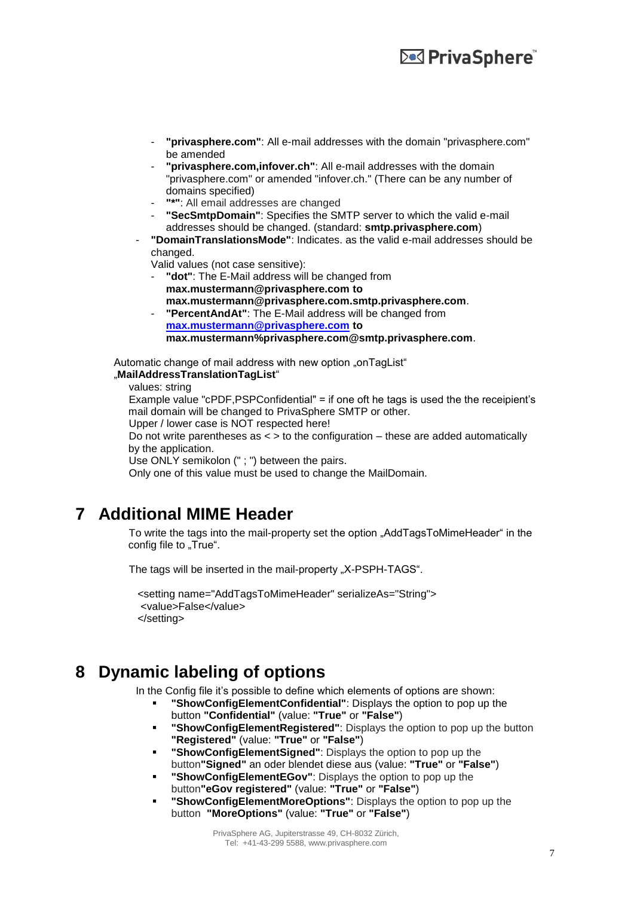- **"privasphere.com"**: All e-mail addresses with the domain "privasphere.com" be amended
  - **"privasphere.com,infover.ch"**: All e-mail addresses with the domain "privasphere.com" or amended "infover.ch." (There can be any number of domains specified)
  - **"*"**: All email addresses are changed
  - **"SecSmtpDomain"**: Specifies the SMTP server to which the valid e-mail addresses should be changed. (standard: **smtp.privasphere.com**)
- **"DomainTranslationsMode"**: Indicates. as the valid e-mail addresses should be changed.
  Valid values (not case sensitive):
  - **"dot"**: The E-Mail address will be changed from **max.mustermann@privasphere.com to max.mustermann@privasphere.com.smtp.privasphere.com**.
  - **"PercentAndAt"**: The E-Mail address will be changed from **max.mustermann@privasphere.com to max.mustermann%privasphere.com@smtp.privasphere.com**.

Automatic change of mail address with new option „onTagList"
„**MailAddressTranslationTagList**"

values: string
Example value "cPDF,PSPConfidential" = if one oft he tags is used the the receipient's mail domain will be changed to PrivaSphere SMTP or other.
Upper / lower case is NOT respected here!
Do not write parentheses as < > to the configuration – these are added automatically by the application.
Use ONLY semikolon (" ; ") between the pairs.
Only one of this value must be used to change the MailDomain.

# 7 Additional MIME Header

To write the tags into the mail-property set the option „AddTagsToMimeHeader" in the config file to „True".

The tags will be inserted in the mail-property „X-PSPH-TAGS".

```
<setting name="AddTagsToMimeHeader" serializeAs="String">
 <value>False</value>
</setting>
```

# 8 Dynamic labeling of options

In the Config file it's possible to define which elements of options are shown:

- **"ShowConfigElementConfidential"**: Displays the option to pop up the button **"Confidential"** (value: **"True"** or **"False"**)
- **"ShowConfigElementRegistered"**: Displays the option to pop up the button **"Registered"** (value: **"True"** or **"False"**)
- **"ShowConfigElementSigned"**: Displays the option to pop up the button **"Signed"** an oder blendet diese aus (value: **"True"** or **"False"**)
- **"ShowConfigElementEGov"**: Displays the option to pop up the button **"eGov registered"** (value: **"True"** or **"False"**)
- **"ShowConfigElementMoreOptions"**: Displays the option to pop up the button **"MoreOptions"** (value: **"True"** or **"False"**)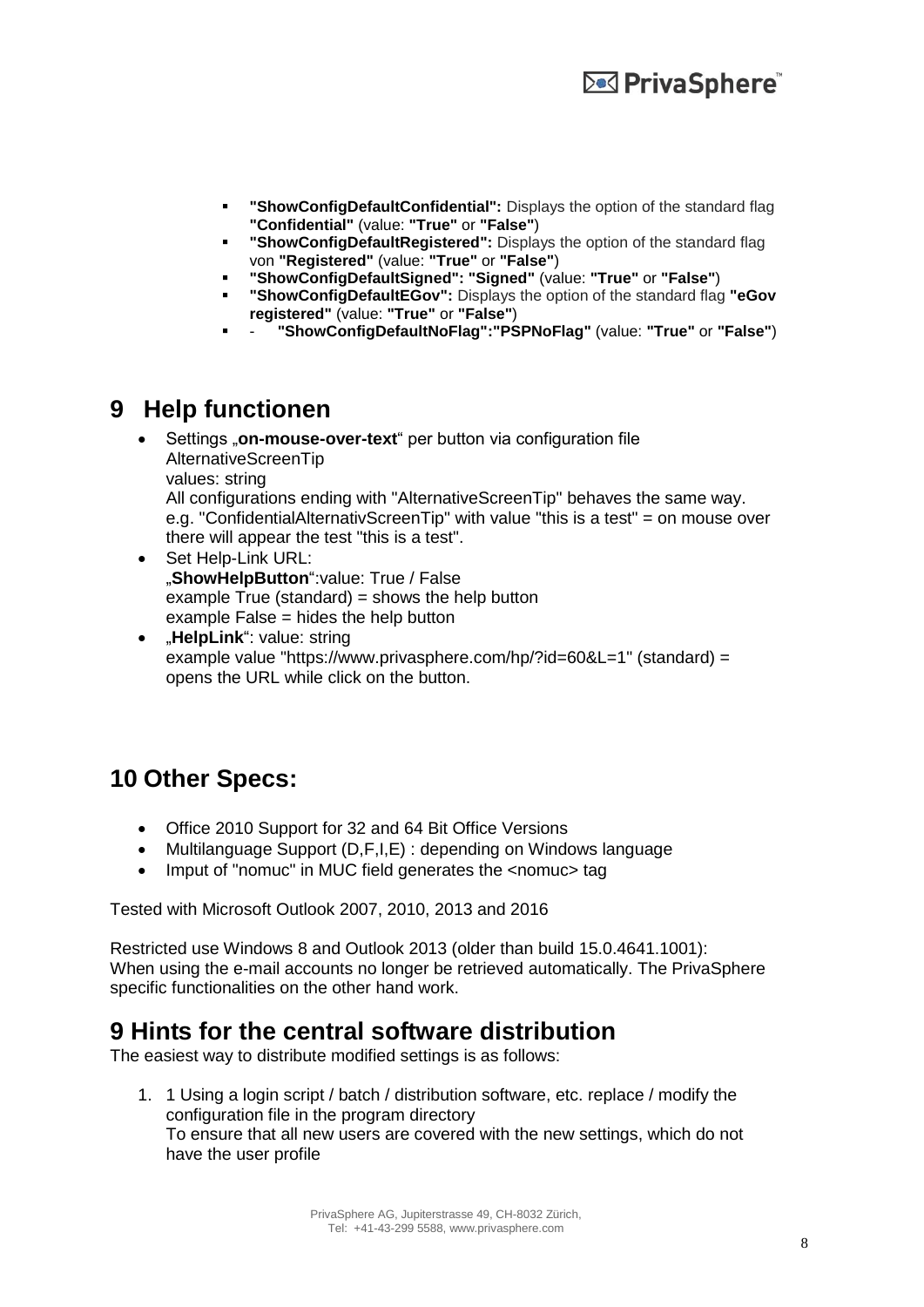- **"ShowConfigDefaultConfidential":** Displays the option of the standard flag **"Confidential"** (value: **"True"** or **"False"**)
- **"ShowConfigDefaultRegistered":** Displays the option of the standard flag von **"Registered"** (value: **"True"** or **"False"**)
- **"ShowConfigDefaultSigned": "Signed"** (value: **"True"** or **"False"**)
- **"ShowConfigDefaultEGov":** Displays the option of the standard flag **"eGov registered"** (value: **"True"** or **"False"**)
- - **"ShowConfigDefaultNoFlag":"PSPNoFlag"** (value: **"True"** or **"False"**)

# 9 Help functionen

- Settings „**on-mouse-over-text**" per button via configuration file AlternativeScreenTip  
  values: string  
  All configurations ending with "AlternativeScreenTip" behaves the same way. e.g. "ConfidentialAlternativScreenTip" with value "this is a test" = on mouse over there will appear the test "this is a test".
- Set Help-Link URL:  
  „**ShowHelpButton**":value: True / False  
  example True (standard) = shows the help button  
  example False = hides the help button
- „**HelpLink**": value: string  
  example value "https://www.privasphere.com/hp/?id=60&L=1" (standard) = opens the URL while click on the button.

# 10 Other Specs:

- Office 2010 Support for 32 and 64 Bit Office Versions
- Multilanguage Support (D,F,I,E) : depending on Windows language
- Imput of "nomuc" in MUC field generates the <nomuc> tag

Tested with Microsoft Outlook 2007, 2010, 2013 and 2016

Restricted use Windows 8 and Outlook 2013 (older than build 15.0.4641.1001):
When using the e-mail accounts no longer be retrieved automatically. The PrivaSphere specific functionalities on the other hand work.

# 9 Hints for the central software distribution

The easiest way to distribute modified settings is as follows:

1. 1 Using a login script / batch / distribution software, etc. replace / modify the configuration file in the program directory  
   To ensure that all new users are covered with the new settings, which do not have the user profile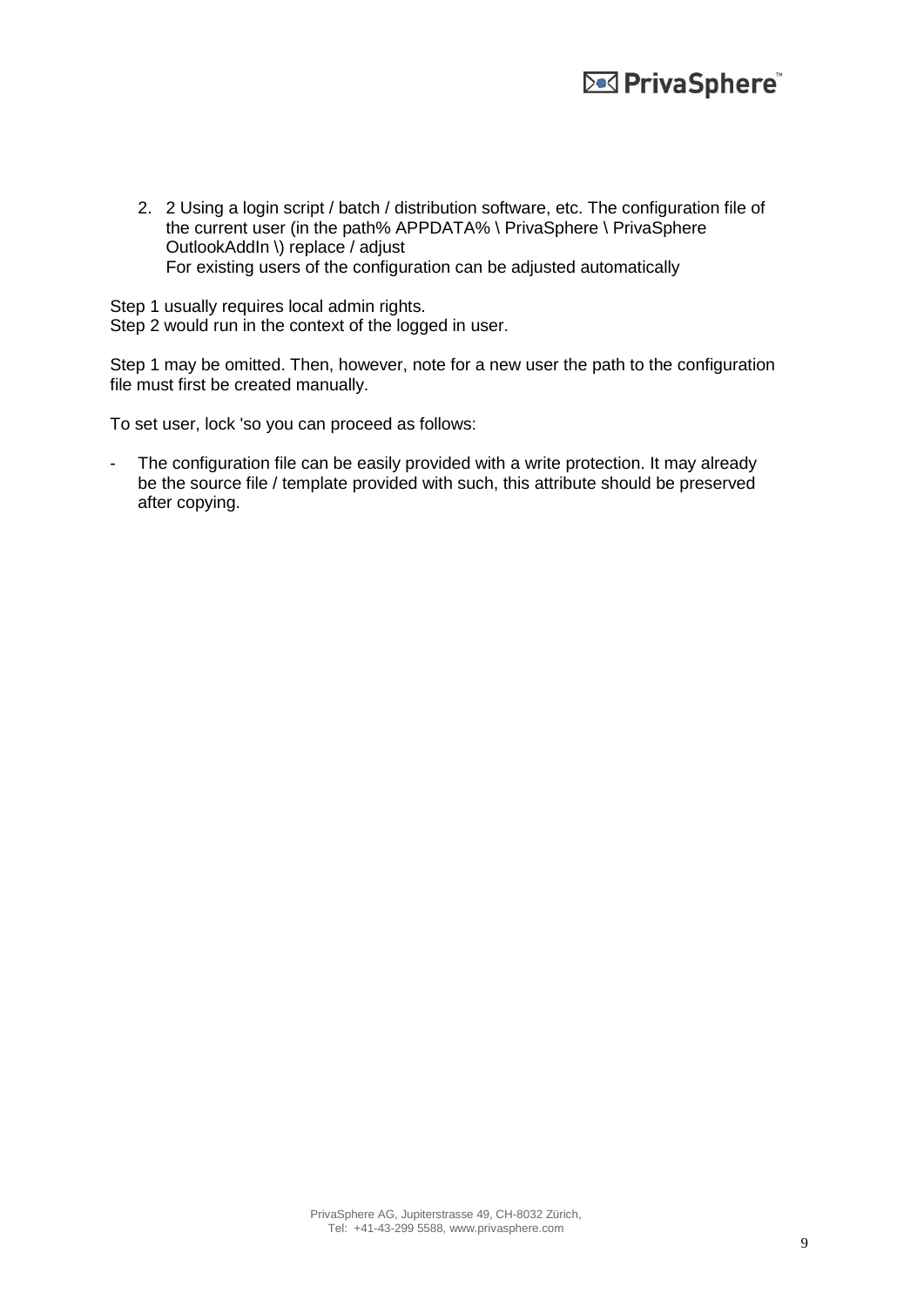2. 2 Using a login script / batch / distribution software, etc. The configuration file of the current user (in the path% APPDATA% \ PrivaSphere \ PrivaSphere OutlookAddIn \) replace / adjust
   For existing users of the configuration can be adjusted automatically

Step 1 usually requires local admin rights.
Step 2 would run in the context of the logged in user.

Step 1 may be omitted. Then, however, note for a new user the path to the configuration file must first be created manually.

To set user, lock 'so you can proceed as follows:

- The configuration file can be easily provided with a write protection. It may already be the source file / template provided with such, this attribute should be preserved after copying.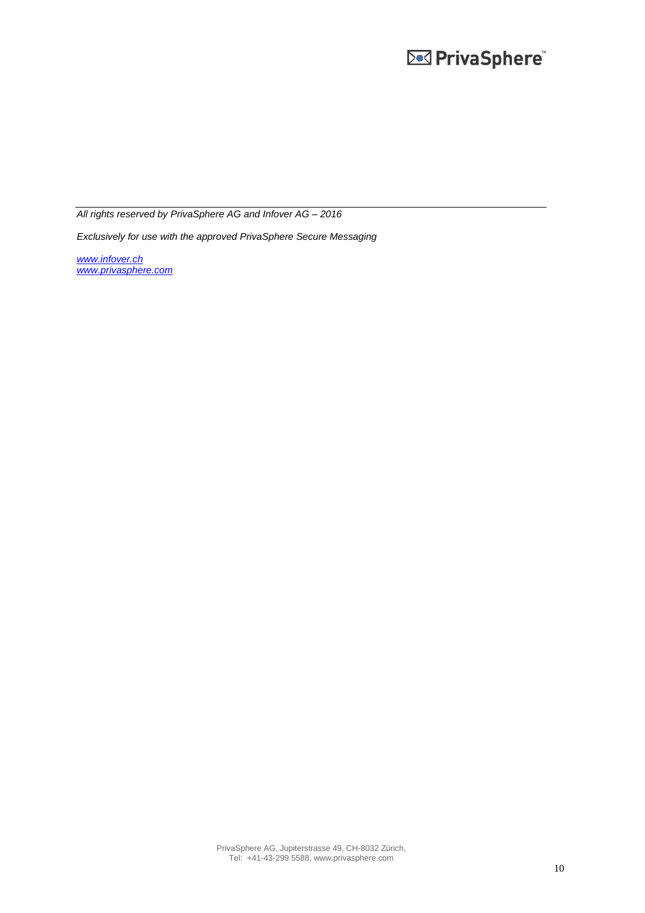*All rights reserved by PrivaSphere AG and Infover AG – 2016*

*Exclusively for use with the approved PrivaSphere Secure Messaging*

*[www.infover.ch](http://www.infover.ch)*
*[www.privasphere.com](http://www.privasphere.com)*